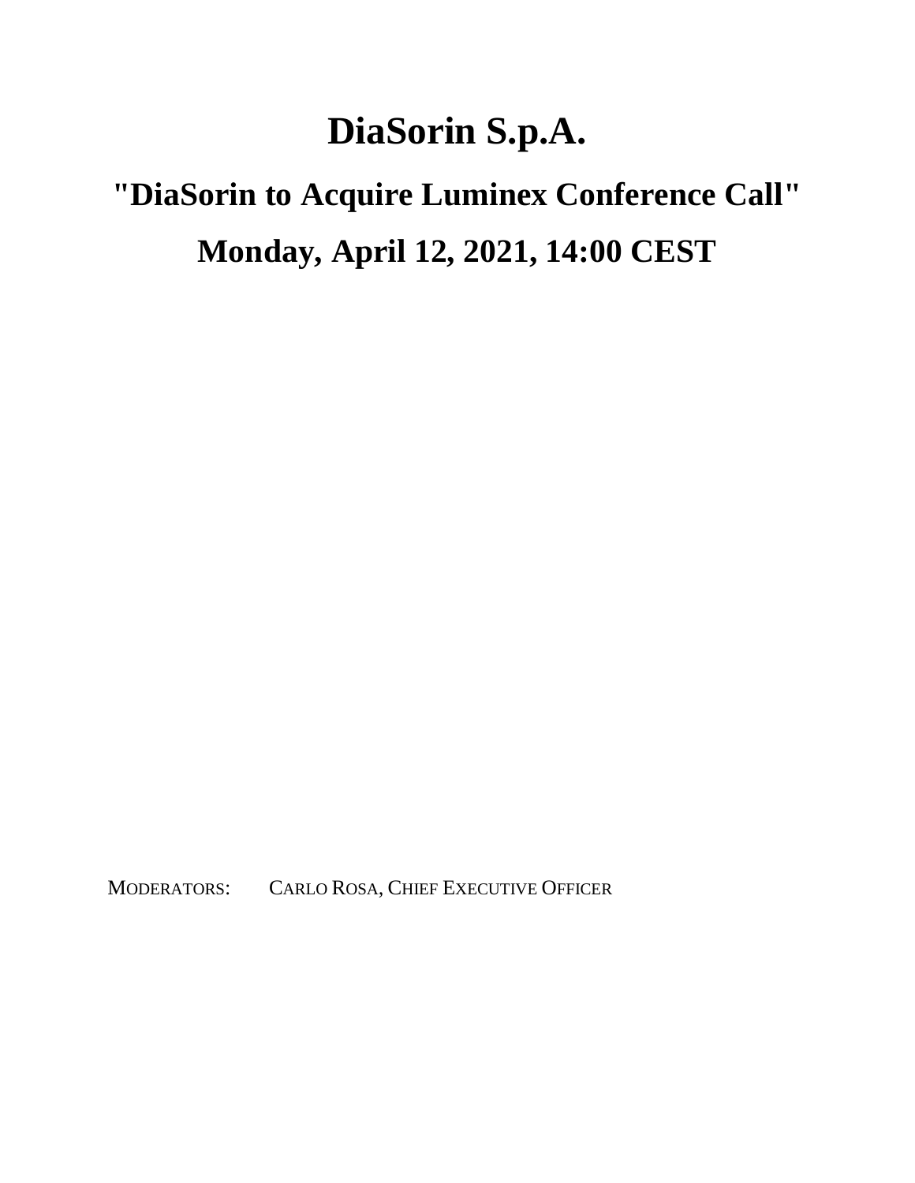# DiaSorin S.p.A.

## "DiaSorin to Acquire Luminex Conference Call"

## Monday, April 12, 2021, 14:00 CEST

MODERATORS: CARLO ROSA, CHIEF EXECUTIVE OFFICER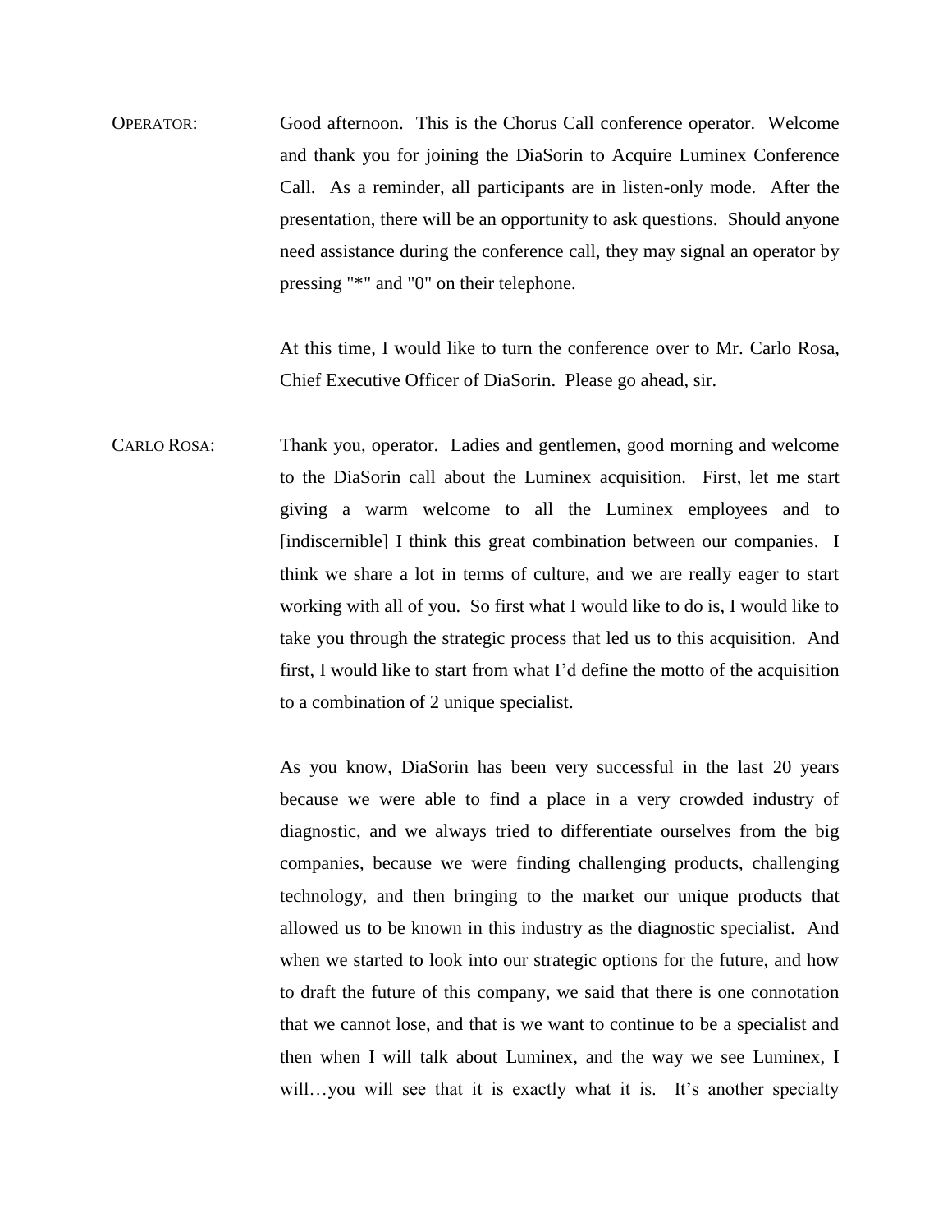OPERATOR: Good afternoon. This is the Chorus Call conference operator. Welcome and thank you for joining the DiaSorin to Acquire Luminex Conference Call. As a reminder, all participants are in listen-only mode. After the presentation, there will be an opportunity to ask questions. Should anyone need assistance during the conference call, they may signal an operator by pressing "*" and "0" on their telephone.

At this time, I would like to turn the conference over to Mr. Carlo Rosa, Chief Executive Officer of DiaSorin. Please go ahead, sir.

CARLO ROSA: Thank you, operator. Ladies and gentlemen, good morning and welcome to the DiaSorin call about the Luminex acquisition. First, let me start giving a warm welcome to all the Luminex employees and to [indiscernible] I think this great combination between our companies. I think we share a lot in terms of culture, and we are really eager to start working with all of you. So first what I would like to do is, I would like to take you through the strategic process that led us to this acquisition. And first, I would like to start from what I'd define the motto of the acquisition to a combination of 2 unique specialist.

As you know, DiaSorin has been very successful in the last 20 years because we were able to find a place in a very crowded industry of diagnostic, and we always tried to differentiate ourselves from the big companies, because we were finding challenging products, challenging technology, and then bringing to the market our unique products that allowed us to be known in this industry as the diagnostic specialist. And when we started to look into our strategic options for the future, and how to draft the future of this company, we said that there is one connotation that we cannot lose, and that is we want to continue to be a specialist and then when I will talk about Luminex, and the way we see Luminex, I will…you will see that it is exactly what it is. It's another specialty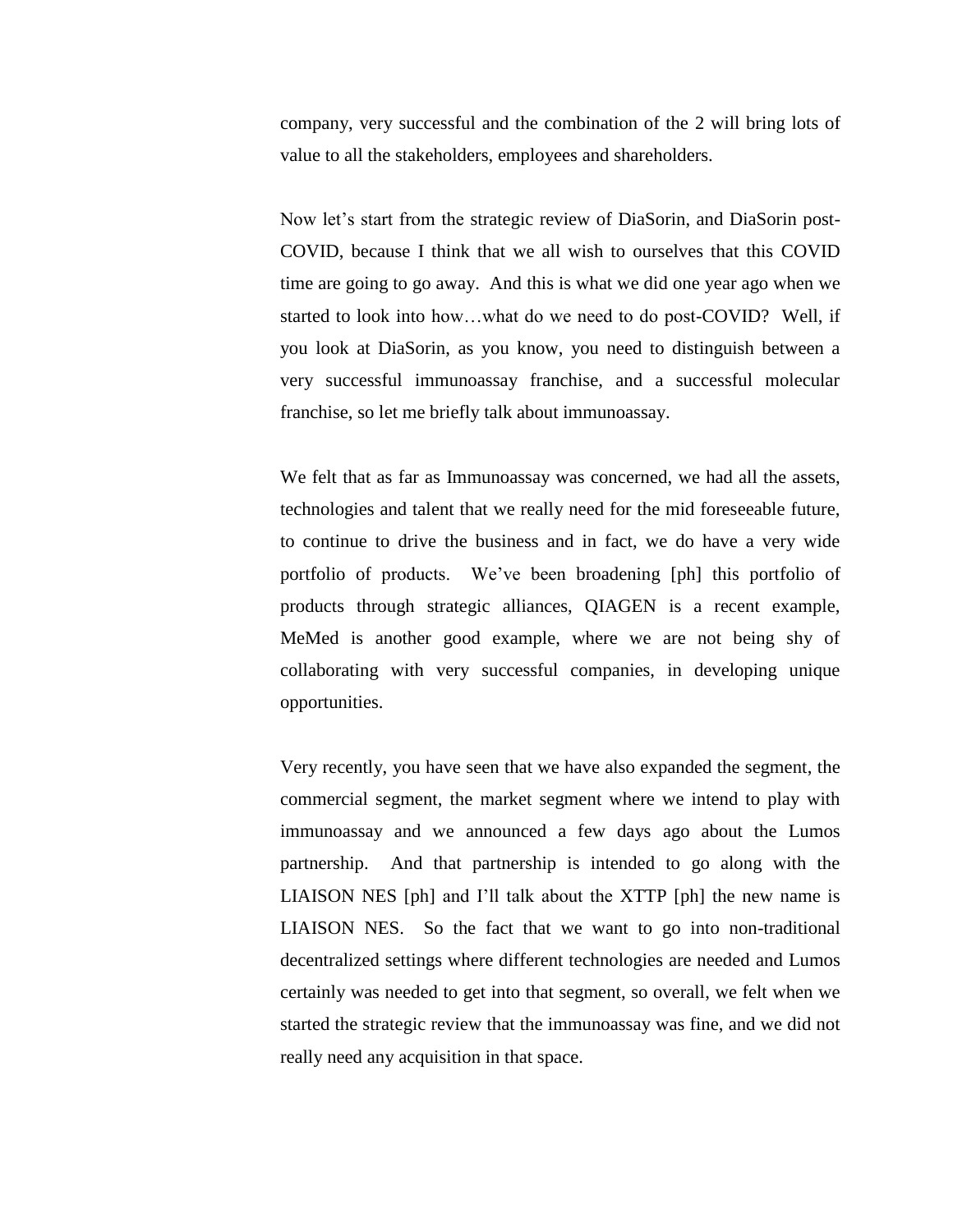company, very successful and the combination of the 2 will bring lots of value to all the stakeholders, employees and shareholders.

Now let's start from the strategic review of DiaSorin, and DiaSorin post-COVID, because I think that we all wish to ourselves that this COVID time are going to go away. And this is what we did one year ago when we started to look into how…what do we need to do post-COVID? Well, if you look at DiaSorin, as you know, you need to distinguish between a very successful immunoassay franchise, and a successful molecular franchise, so let me briefly talk about immunoassay.

We felt that as far as Immunoassay was concerned, we had all the assets, technologies and talent that we really need for the mid foreseeable future, to continue to drive the business and in fact, we do have a very wide portfolio of products. We've been broadening [ph] this portfolio of products through strategic alliances, QIAGEN is a recent example, MeMed is another good example, where we are not being shy of collaborating with very successful companies, in developing unique opportunities.

Very recently, you have seen that we have also expanded the segment, the commercial segment, the market segment where we intend to play with immunoassay and we announced a few days ago about the Lumos partnership. And that partnership is intended to go along with the LIAISON NES [ph] and I'll talk about the XTTP [ph] the new name is LIAISON NES. So the fact that we want to go into non-traditional decentralized settings where different technologies are needed and Lumos certainly was needed to get into that segment, so overall, we felt when we started the strategic review that the immunoassay was fine, and we did not really need any acquisition in that space.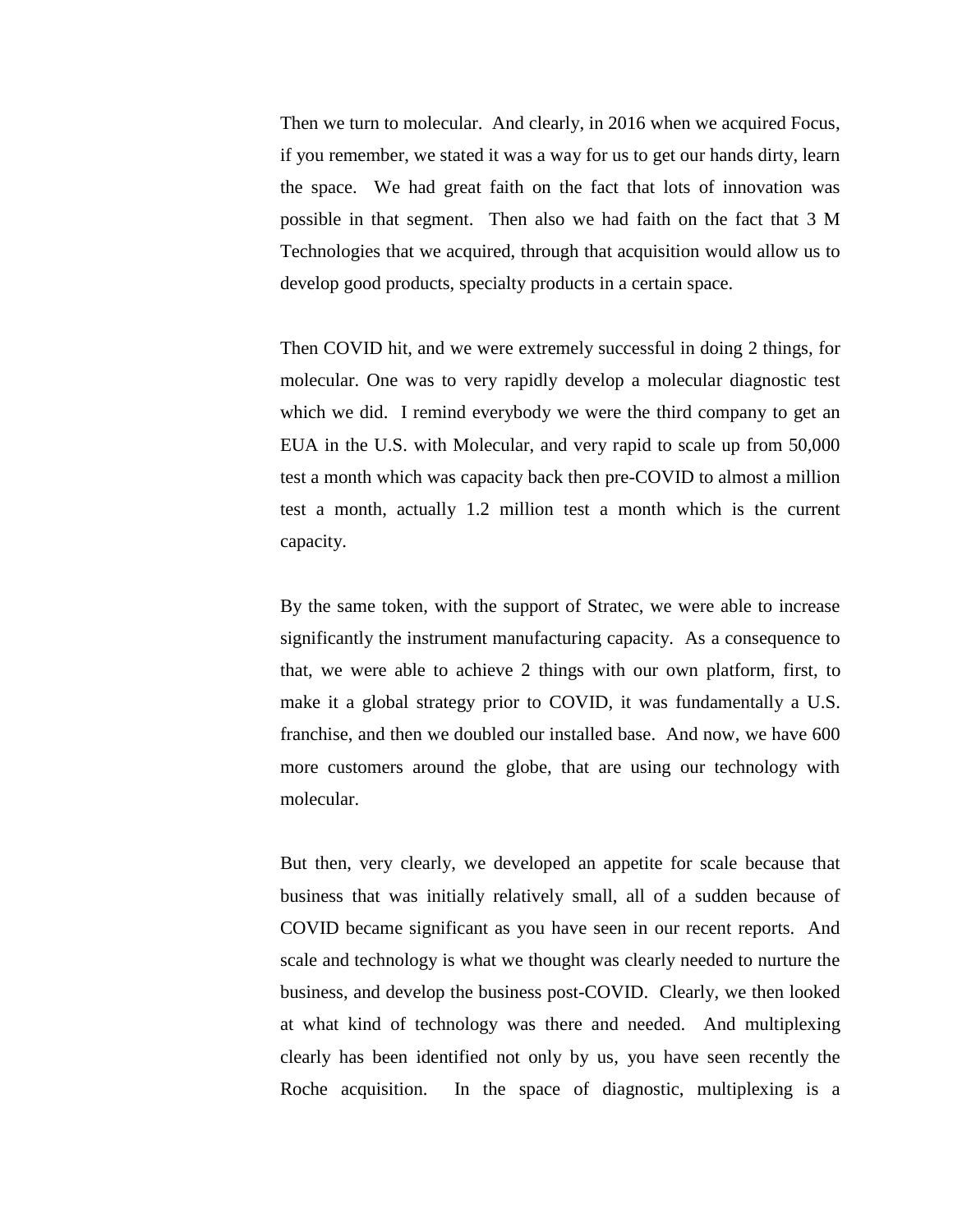Then we turn to molecular. And clearly, in 2016 when we acquired Focus, if you remember, we stated it was a way for us to get our hands dirty, learn the space. We had great faith on the fact that lots of innovation was possible in that segment. Then also we had faith on the fact that 3 M Technologies that we acquired, through that acquisition would allow us to develop good products, specialty products in a certain space.

Then COVID hit, and we were extremely successful in doing 2 things, for molecular. One was to very rapidly develop a molecular diagnostic test which we did. I remind everybody we were the third company to get an EUA in the U.S. with Molecular, and very rapid to scale up from 50,000 test a month which was capacity back then pre-COVID to almost a million test a month, actually 1.2 million test a month which is the current capacity.

By the same token, with the support of Stratec, we were able to increase significantly the instrument manufacturing capacity. As a consequence to that, we were able to achieve 2 things with our own platform, first, to make it a global strategy prior to COVID, it was fundamentally a U.S. franchise, and then we doubled our installed base. And now, we have 600 more customers around the globe, that are using our technology with molecular.

But then, very clearly, we developed an appetite for scale because that business that was initially relatively small, all of a sudden because of COVID became significant as you have seen in our recent reports. And scale and technology is what we thought was clearly needed to nurture the business, and develop the business post-COVID. Clearly, we then looked at what kind of technology was there and needed. And multiplexing clearly has been identified not only by us, you have seen recently the Roche acquisition. In the space of diagnostic, multiplexing is a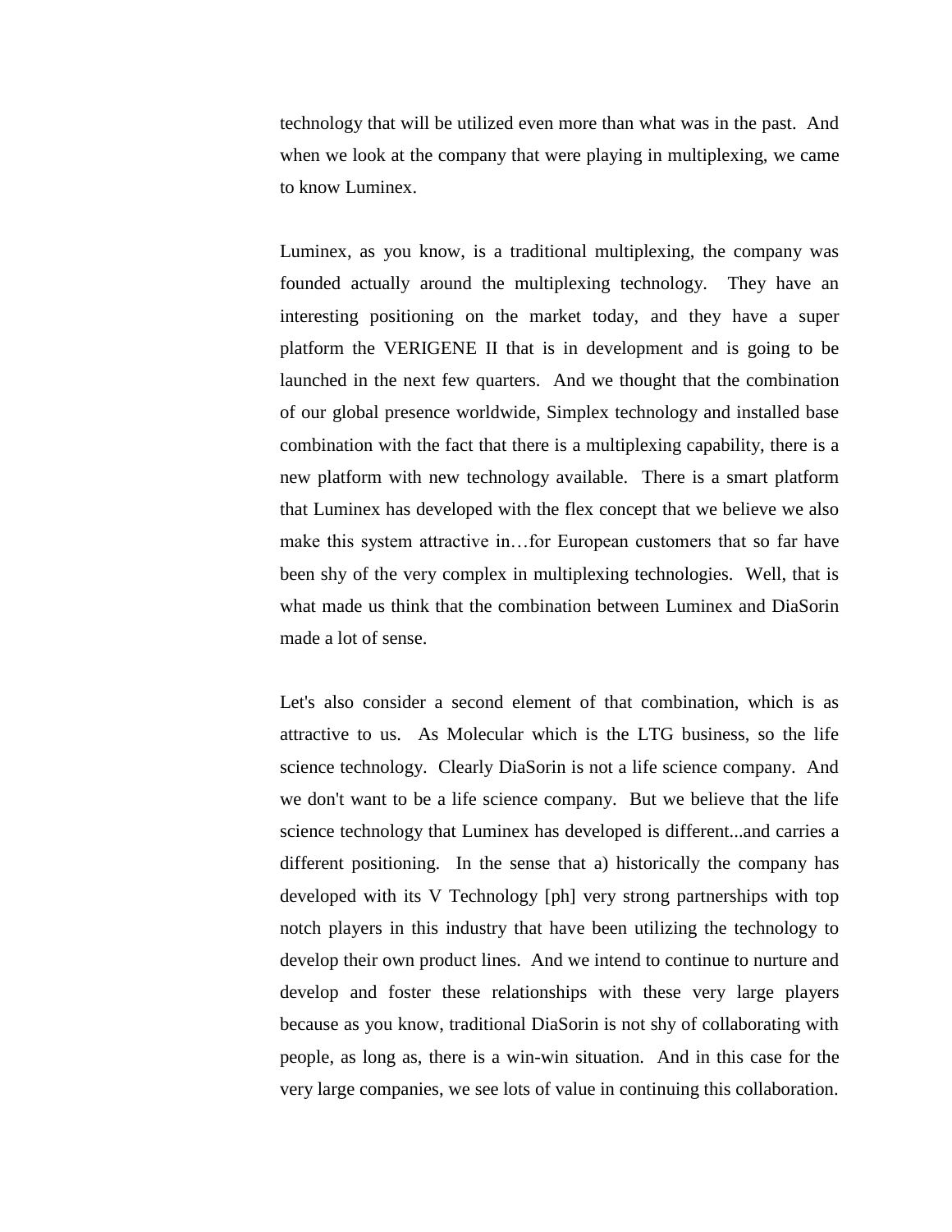technology that will be utilized even more than what was in the past. And when we look at the company that were playing in multiplexing, we came to know Luminex.

Luminex, as you know, is a traditional multiplexing, the company was founded actually around the multiplexing technology. They have an interesting positioning on the market today, and they have a super platform the VERIGENE II that is in development and is going to be launched in the next few quarters. And we thought that the combination of our global presence worldwide, Simplex technology and installed base combination with the fact that there is a multiplexing capability, there is a new platform with new technology available. There is a smart platform that Luminex has developed with the flex concept that we believe we also make this system attractive in…for European customers that so far have been shy of the very complex in multiplexing technologies. Well, that is what made us think that the combination between Luminex and DiaSorin made a lot of sense.

Let's also consider a second element of that combination, which is as attractive to us. As Molecular which is the LTG business, so the life science technology. Clearly DiaSorin is not a life science company. And we don't want to be a life science company. But we believe that the life science technology that Luminex has developed is different...and carries a different positioning. In the sense that a) historically the company has developed with its V Technology [ph] very strong partnerships with top notch players in this industry that have been utilizing the technology to develop their own product lines. And we intend to continue to nurture and develop and foster these relationships with these very large players because as you know, traditional DiaSorin is not shy of collaborating with people, as long as, there is a win-win situation. And in this case for the very large companies, we see lots of value in continuing this collaboration.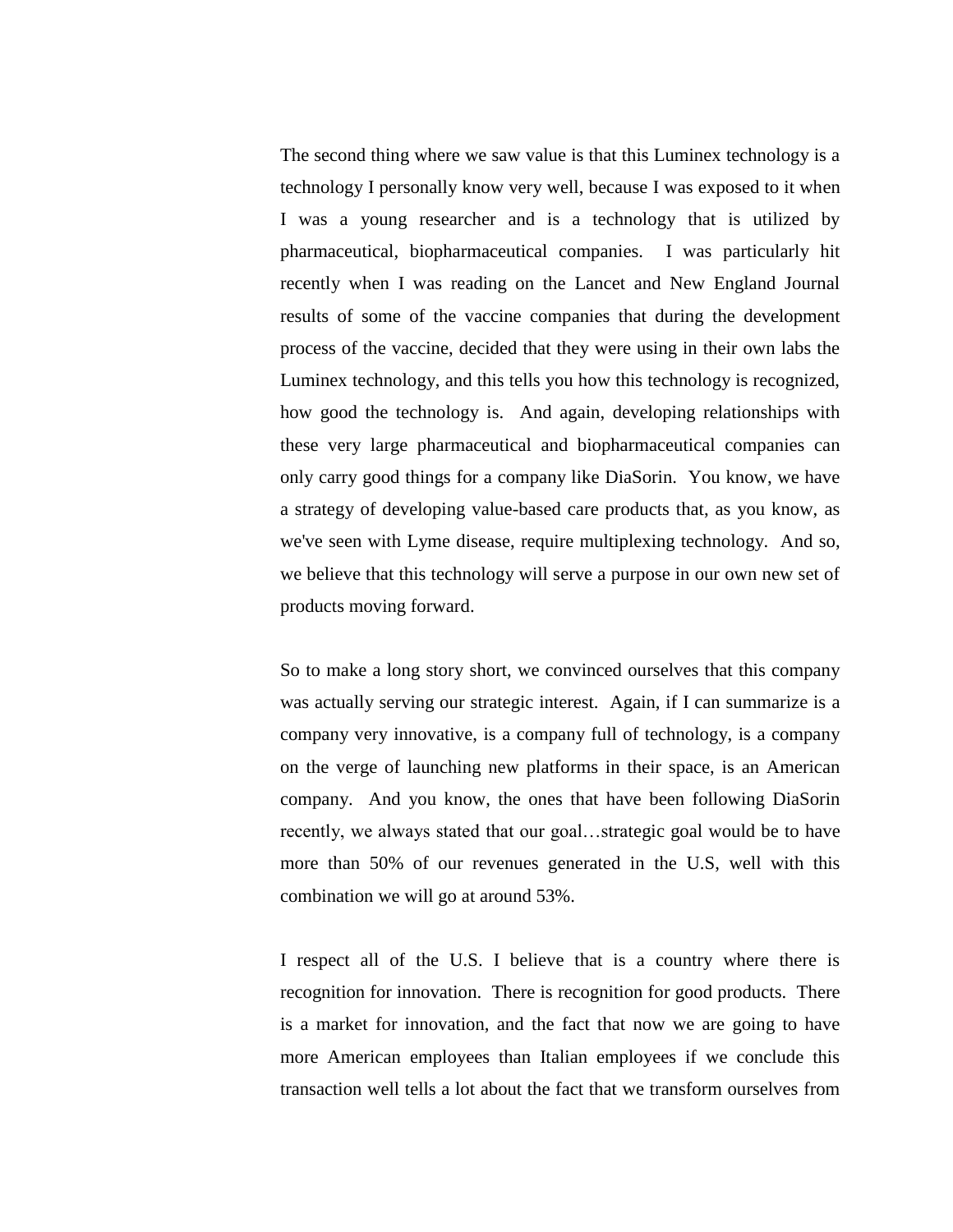The second thing where we saw value is that this Luminex technology is a technology I personally know very well, because I was exposed to it when I was a young researcher and is a technology that is utilized by pharmaceutical, biopharmaceutical companies. I was particularly hit recently when I was reading on the Lancet and New England Journal results of some of the vaccine companies that during the development process of the vaccine, decided that they were using in their own labs the Luminex technology, and this tells you how this technology is recognized, how good the technology is. And again, developing relationships with these very large pharmaceutical and biopharmaceutical companies can only carry good things for a company like DiaSorin. You know, we have a strategy of developing value-based care products that, as you know, as we've seen with Lyme disease, require multiplexing technology. And so, we believe that this technology will serve a purpose in our own new set of products moving forward.

So to make a long story short, we convinced ourselves that this company was actually serving our strategic interest. Again, if I can summarize is a company very innovative, is a company full of technology, is a company on the verge of launching new platforms in their space, is an American company. And you know, the ones that have been following DiaSorin recently, we always stated that our goal…strategic goal would be to have more than 50% of our revenues generated in the U.S, well with this combination we will go at around 53%.

I respect all of the U.S. I believe that is a country where there is recognition for innovation. There is recognition for good products. There is a market for innovation, and the fact that now we are going to have more American employees than Italian employees if we conclude this transaction well tells a lot about the fact that we transform ourselves from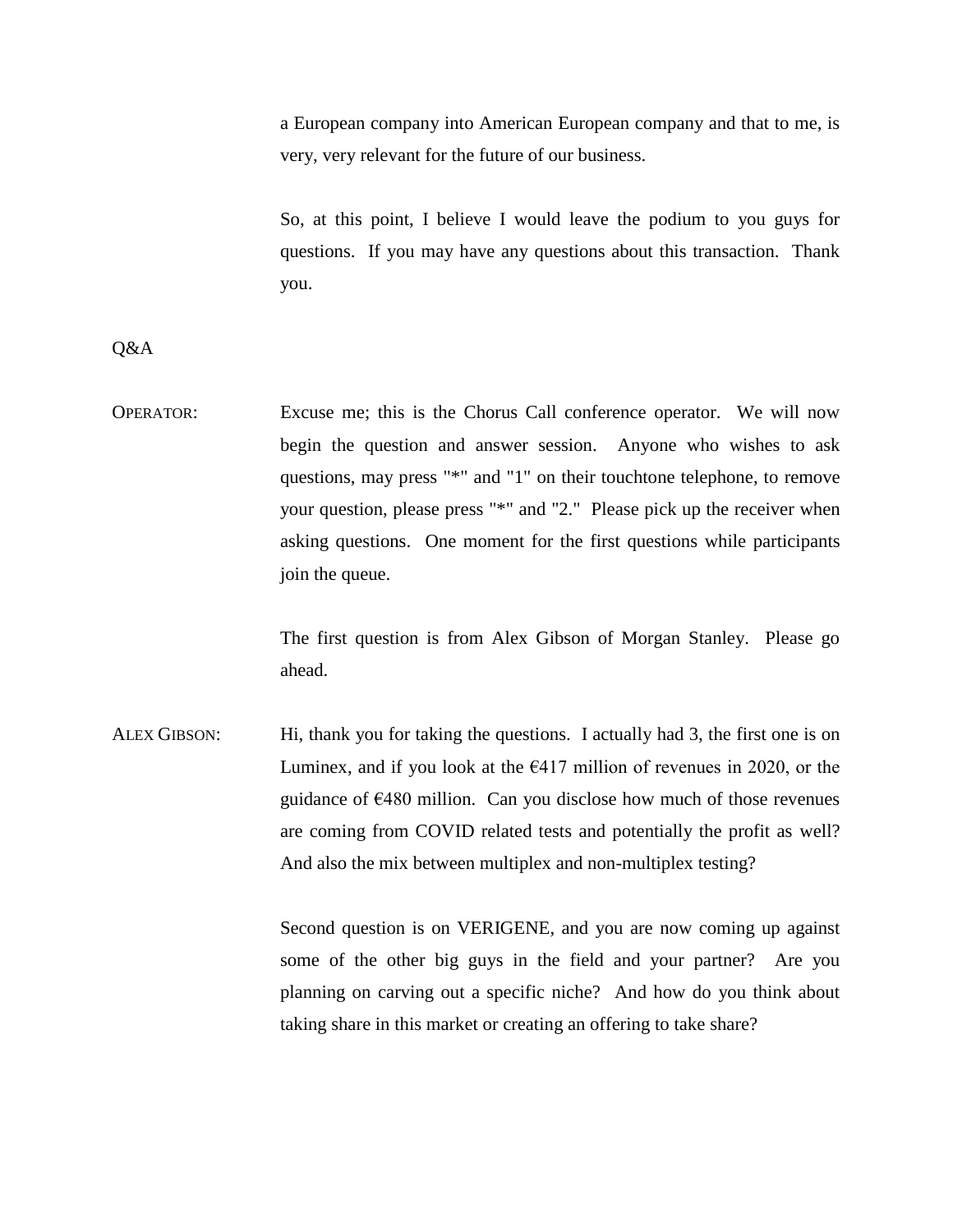a European company into American European company and that to me, is very, very relevant for the future of our business.

So, at this point, I believe I would leave the podium to you guys for questions. If you may have any questions about this transaction. Thank you.

Q&A

OPERATOR: Excuse me; this is the Chorus Call conference operator. We will now begin the question and answer session. Anyone who wishes to ask questions, may press "*" and "1" on their touchtone telephone, to remove your question, please press "*" and "2." Please pick up the receiver when asking questions. One moment for the first questions while participants join the queue.

The first question is from Alex Gibson of Morgan Stanley. Please go ahead.

ALEX GIBSON: Hi, thank you for taking the questions. I actually had 3, the first one is on Luminex, and if you look at the €417 million of revenues in 2020, or the guidance of €480 million. Can you disclose how much of those revenues are coming from COVID related tests and potentially the profit as well? And also the mix between multiplex and non-multiplex testing?

Second question is on VERIGENE, and you are now coming up against some of the other big guys in the field and your partner? Are you planning on carving out a specific niche? And how do you think about taking share in this market or creating an offering to take share?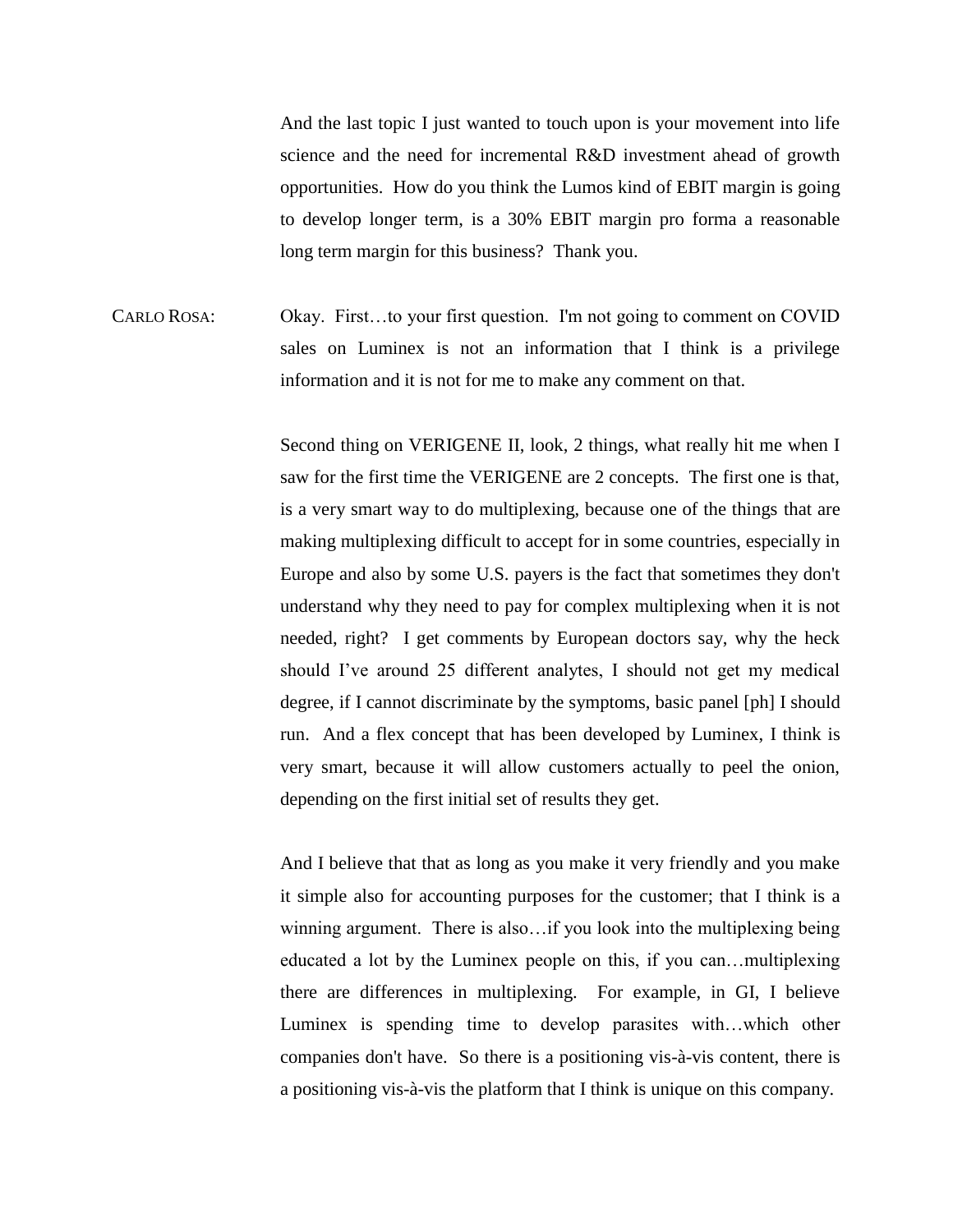And the last topic I just wanted to touch upon is your movement into life science and the need for incremental R&D investment ahead of growth opportunities. How do you think the Lumos kind of EBIT margin is going to develop longer term, is a 30% EBIT margin pro forma a reasonable long term margin for this business? Thank you.

CARLO ROSA: Okay. First…to your first question. I'm not going to comment on COVID sales on Luminex is not an information that I think is a privilege information and it is not for me to make any comment on that.

Second thing on VERIGENE II, look, 2 things, what really hit me when I saw for the first time the VERIGENE are 2 concepts. The first one is that, is a very smart way to do multiplexing, because one of the things that are making multiplexing difficult to accept for in some countries, especially in Europe and also by some U.S. payers is the fact that sometimes they don't understand why they need to pay for complex multiplexing when it is not needed, right? I get comments by European doctors say, why the heck should I've around 25 different analytes, I should not get my medical degree, if I cannot discriminate by the symptoms, basic panel [ph] I should run. And a flex concept that has been developed by Luminex, I think is very smart, because it will allow customers actually to peel the onion, depending on the first initial set of results they get.

And I believe that that as long as you make it very friendly and you make it simple also for accounting purposes for the customer; that I think is a winning argument. There is also…if you look into the multiplexing being educated a lot by the Luminex people on this, if you can…multiplexing there are differences in multiplexing. For example, in GI, I believe Luminex is spending time to develop parasites with…which other companies don't have. So there is a positioning vis-à-vis content, there is a positioning vis-à-vis the platform that I think is unique on this company.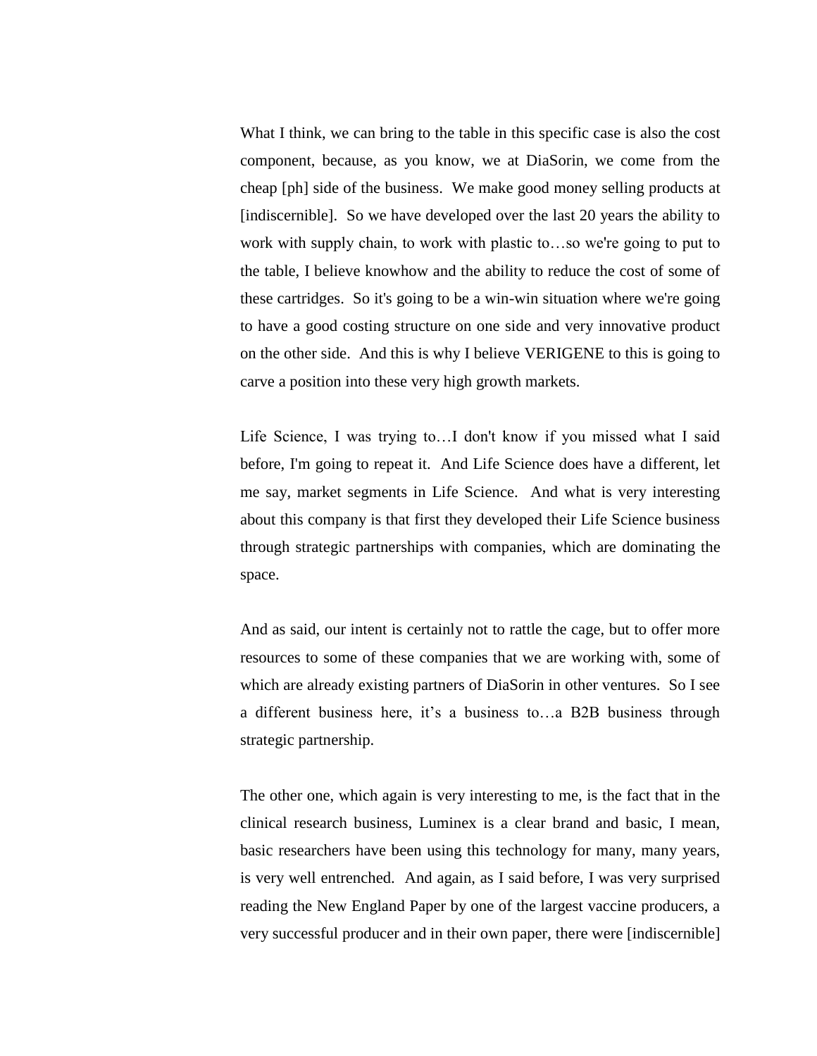What I think, we can bring to the table in this specific case is also the cost component, because, as you know, we at DiaSorin, we come from the cheap [ph] side of the business. We make good money selling products at [indiscernible]. So we have developed over the last 20 years the ability to work with supply chain, to work with plastic to…so we're going to put to the table, I believe knowhow and the ability to reduce the cost of some of these cartridges. So it's going to be a win-win situation where we're going to have a good costing structure on one side and very innovative product on the other side. And this is why I believe VERIGENE to this is going to carve a position into these very high growth markets.

Life Science, I was trying to…I don't know if you missed what I said before, I'm going to repeat it. And Life Science does have a different, let me say, market segments in Life Science. And what is very interesting about this company is that first they developed their Life Science business through strategic partnerships with companies, which are dominating the space.

And as said, our intent is certainly not to rattle the cage, but to offer more resources to some of these companies that we are working with, some of which are already existing partners of DiaSorin in other ventures. So I see a different business here, it's a business to…a B2B business through strategic partnership.

The other one, which again is very interesting to me, is the fact that in the clinical research business, Luminex is a clear brand and basic, I mean, basic researchers have been using this technology for many, many years, is very well entrenched. And again, as I said before, I was very surprised reading the New England Paper by one of the largest vaccine producers, a very successful producer and in their own paper, there were [indiscernible]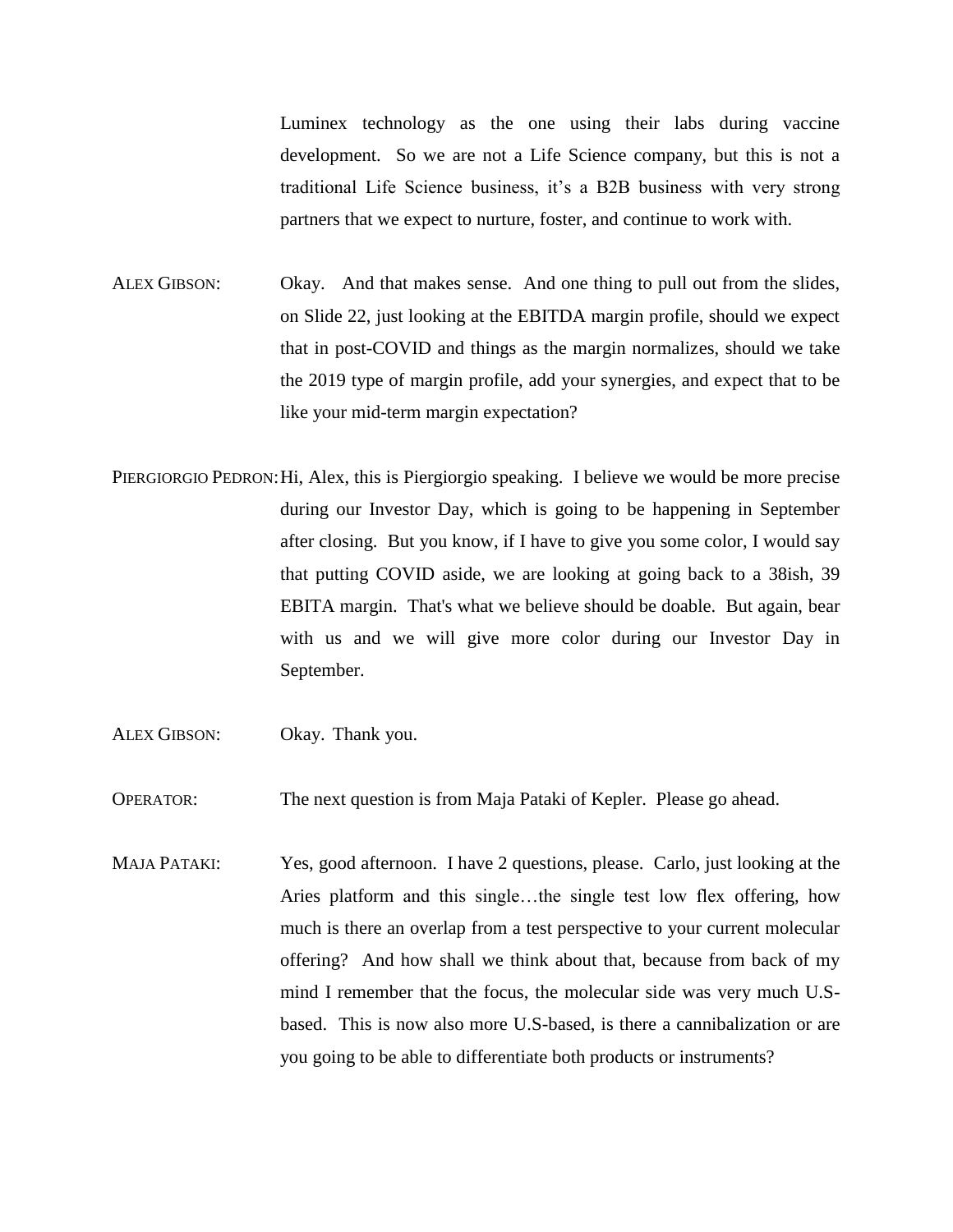Luminex technology as the one using their labs during vaccine development. So we are not a Life Science company, but this is not a traditional Life Science business, it's a B2B business with very strong partners that we expect to nurture, foster, and continue to work with.

ALEX GIBSON: Okay. And that makes sense. And one thing to pull out from the slides, on Slide 22, just looking at the EBITDA margin profile, should we expect that in post-COVID and things as the margin normalizes, should we take the 2019 type of margin profile, add your synergies, and expect that to be like your mid-term margin expectation?

PIERGIORGIO PEDRON: Hi, Alex, this is Piergiorgio speaking. I believe we would be more precise during our Investor Day, which is going to be happening in September after closing. But you know, if I have to give you some color, I would say that putting COVID aside, we are looking at going back to a 38ish, 39 EBITA margin. That's what we believe should be doable. But again, bear with us and we will give more color during our Investor Day in September.

ALEX GIBSON: Okay. Thank you.

OPERATOR: The next question is from Maja Pataki of Kepler. Please go ahead.

MAJA PATAKI: Yes, good afternoon. I have 2 questions, please. Carlo, just looking at the Aries platform and this single…the single test low flex offering, how much is there an overlap from a test perspective to your current molecular offering? And how shall we think about that, because from back of my mind I remember that the focus, the molecular side was very much U.S-based. This is now also more U.S-based, is there a cannibalization or are you going to be able to differentiate both products or instruments?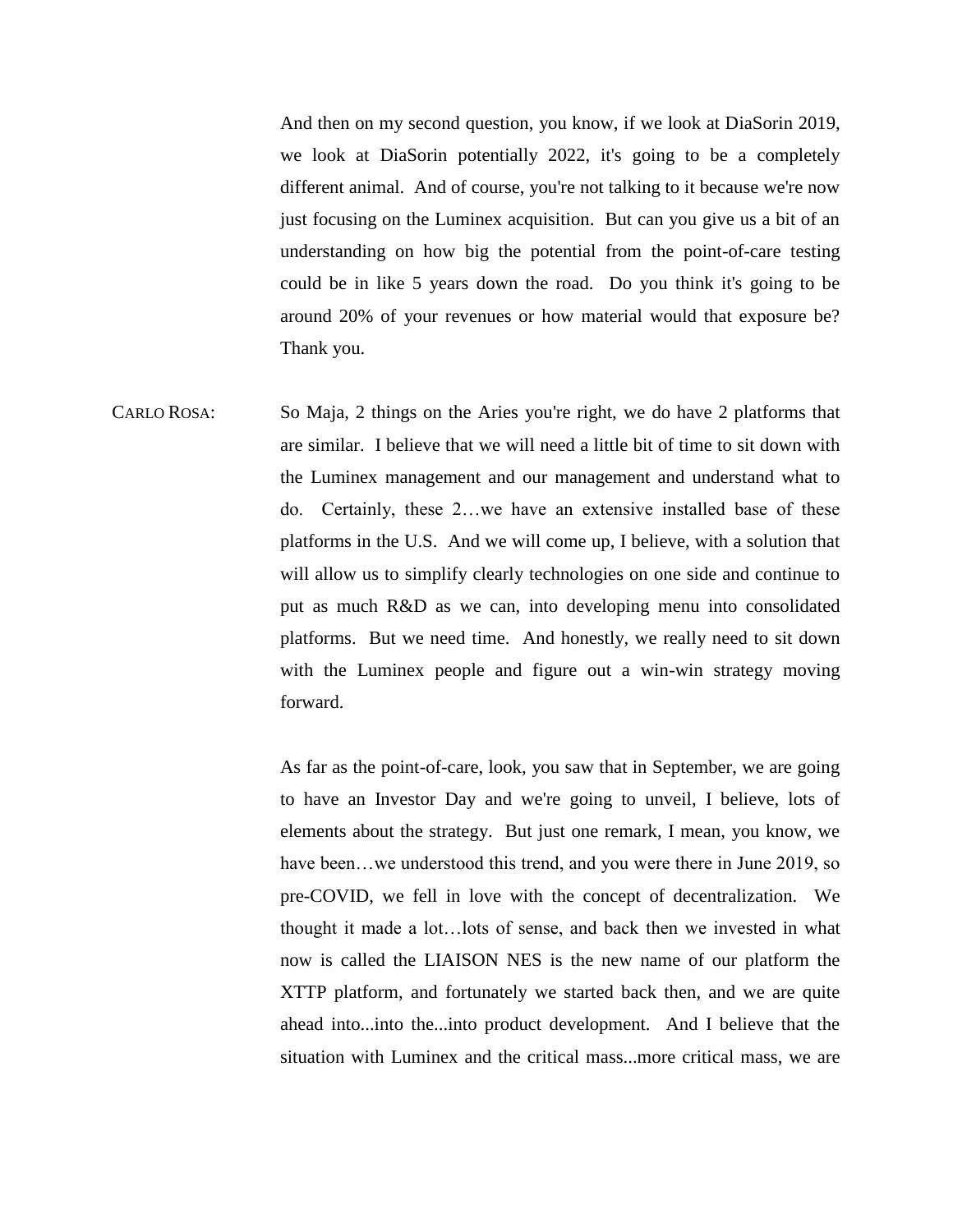And then on my second question, you know, if we look at DiaSorin 2019, we look at DiaSorin potentially 2022, it's going to be a completely different animal. And of course, you're not talking to it because we're now just focusing on the Luminex acquisition. But can you give us a bit of an understanding on how big the potential from the point-of-care testing could be in like 5 years down the road. Do you think it's going to be around 20% of your revenues or how material would that exposure be? Thank you.

CARLO ROSA: So Maja, 2 things on the Aries you're right, we do have 2 platforms that are similar. I believe that we will need a little bit of time to sit down with the Luminex management and our management and understand what to do. Certainly, these 2…we have an extensive installed base of these platforms in the U.S. And we will come up, I believe, with a solution that will allow us to simplify clearly technologies on one side and continue to put as much R&D as we can, into developing menu into consolidated platforms. But we need time. And honestly, we really need to sit down with the Luminex people and figure out a win-win strategy moving forward.

As far as the point-of-care, look, you saw that in September, we are going to have an Investor Day and we're going to unveil, I believe, lots of elements about the strategy. But just one remark, I mean, you know, we have been…we understood this trend, and you were there in June 2019, so pre-COVID, we fell in love with the concept of decentralization. We thought it made a lot…lots of sense, and back then we invested in what now is called the LIAISON NES is the new name of our platform the XTTP platform, and fortunately we started back then, and we are quite ahead into...into the...into product development. And I believe that the situation with Luminex and the critical mass...more critical mass, we are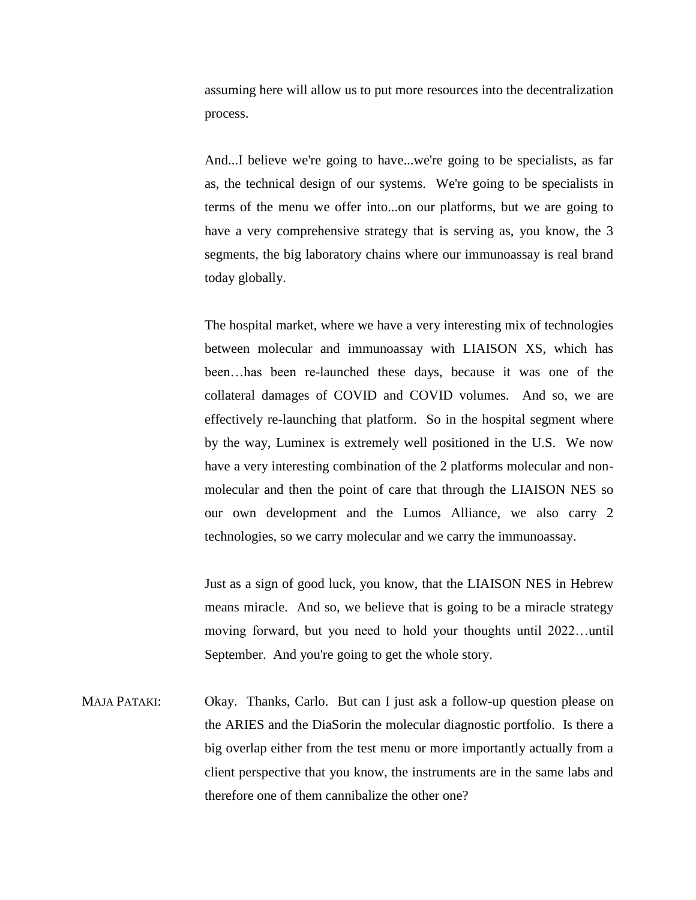assuming here will allow us to put more resources into the decentralization process.

And...I believe we're going to have...we're going to be specialists, as far as, the technical design of our systems. We're going to be specialists in terms of the menu we offer into...on our platforms, but we are going to have a very comprehensive strategy that is serving as, you know, the 3 segments, the big laboratory chains where our immunoassay is real brand today globally.

The hospital market, where we have a very interesting mix of technologies between molecular and immunoassay with LIAISON XS, which has been…has been re-launched these days, because it was one of the collateral damages of COVID and COVID volumes. And so, we are effectively re-launching that platform. So in the hospital segment where by the way, Luminex is extremely well positioned in the U.S. We now have a very interesting combination of the 2 platforms molecular and non-molecular and then the point of care that through the LIAISON NES so our own development and the Lumos Alliance, we also carry 2 technologies, so we carry molecular and we carry the immunoassay.

Just as a sign of good luck, you know, that the LIAISON NES in Hebrew means miracle. And so, we believe that is going to be a miracle strategy moving forward, but you need to hold your thoughts until 2022…until September. And you're going to get the whole story.

MAJA PATAKI: Okay. Thanks, Carlo. But can I just ask a follow-up question please on the ARIES and the DiaSorin the molecular diagnostic portfolio. Is there a big overlap either from the test menu or more importantly actually from a client perspective that you know, the instruments are in the same labs and therefore one of them cannibalize the other one?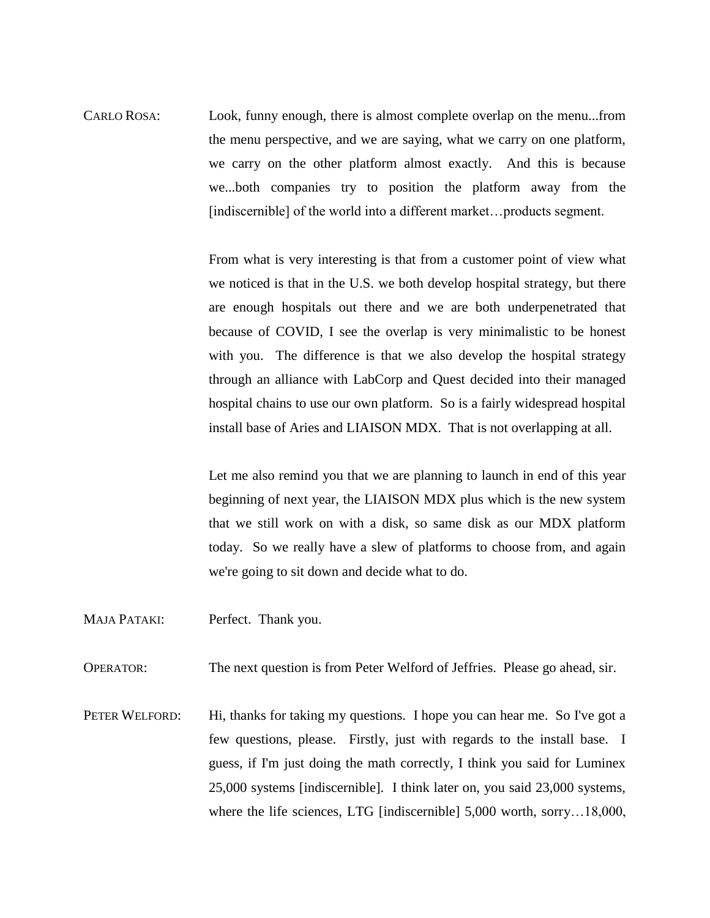CARLO ROSA: Look, funny enough, there is almost complete overlap on the menu...from the menu perspective, and we are saying, what we carry on one platform, we carry on the other platform almost exactly. And this is because we...both companies try to position the platform away from the [indiscernible] of the world into a different market…products segment.

From what is very interesting is that from a customer point of view what we noticed is that in the U.S. we both develop hospital strategy, but there are enough hospitals out there and we are both underpenetrated that because of COVID, I see the overlap is very minimalistic to be honest with you. The difference is that we also develop the hospital strategy through an alliance with LabCorp and Quest decided into their managed hospital chains to use our own platform. So is a fairly widespread hospital install base of Aries and LIAISON MDX. That is not overlapping at all.

Let me also remind you that we are planning to launch in end of this year beginning of next year, the LIAISON MDX plus which is the new system that we still work on with a disk, so same disk as our MDX platform today. So we really have a slew of platforms to choose from, and again we're going to sit down and decide what to do.

MAJA PATAKI: Perfect. Thank you.

OPERATOR: The next question is from Peter Welford of Jeffries. Please go ahead, sir.

PETER WELFORD: Hi, thanks for taking my questions. I hope you can hear me. So I've got a few questions, please. Firstly, just with regards to the install base. I guess, if I'm just doing the math correctly, I think you said for Luminex 25,000 systems [indiscernible]. I think later on, you said 23,000 systems, where the life sciences, LTG [indiscernible] 5,000 worth, sorry…18,000,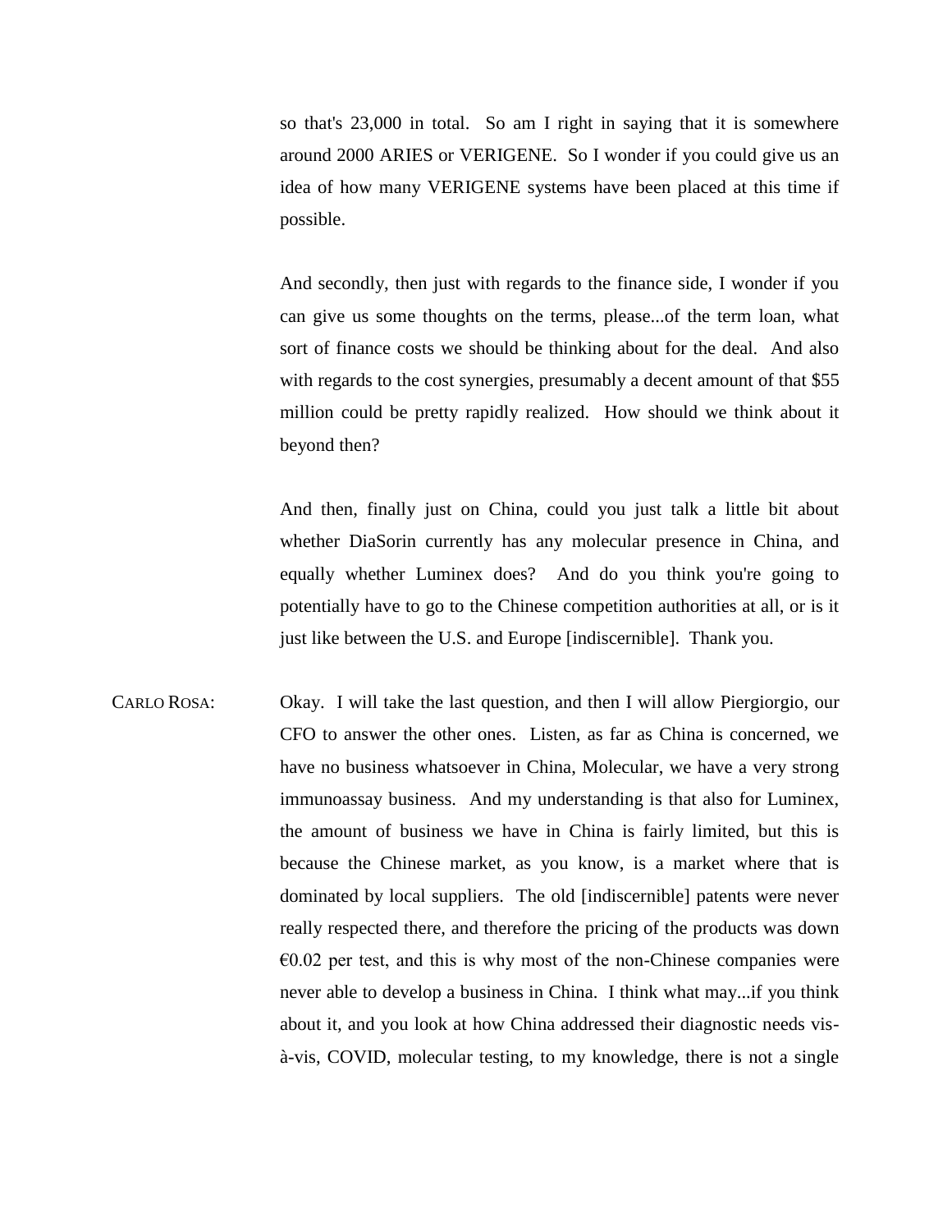so that's 23,000 in total. So am I right in saying that it is somewhere around 2000 ARIES or VERIGENE. So I wonder if you could give us an idea of how many VERIGENE systems have been placed at this time if possible.

And secondly, then just with regards to the finance side, I wonder if you can give us some thoughts on the terms, please...of the term loan, what sort of finance costs we should be thinking about for the deal. And also with regards to the cost synergies, presumably a decent amount of that $55 million could be pretty rapidly realized. How should we think about it beyond then?

And then, finally just on China, could you just talk a little bit about whether DiaSorin currently has any molecular presence in China, and equally whether Luminex does? And do you think you're going to potentially have to go to the Chinese competition authorities at all, or is it just like between the U.S. and Europe [indiscernible]. Thank you.

CARLO ROSA: Okay. I will take the last question, and then I will allow Piergiorgio, our CFO to answer the other ones. Listen, as far as China is concerned, we have no business whatsoever in China, Molecular, we have a very strong immunoassay business. And my understanding is that also for Luminex, the amount of business we have in China is fairly limited, but this is because the Chinese market, as you know, is a market where that is dominated by local suppliers. The old [indiscernible] patents were never really respected there, and therefore the pricing of the products was down €0.02 per test, and this is why most of the non-Chinese companies were never able to develop a business in China. I think what may...if you think about it, and you look at how China addressed their diagnostic needs vis-à-vis, COVID, molecular testing, to my knowledge, there is not a single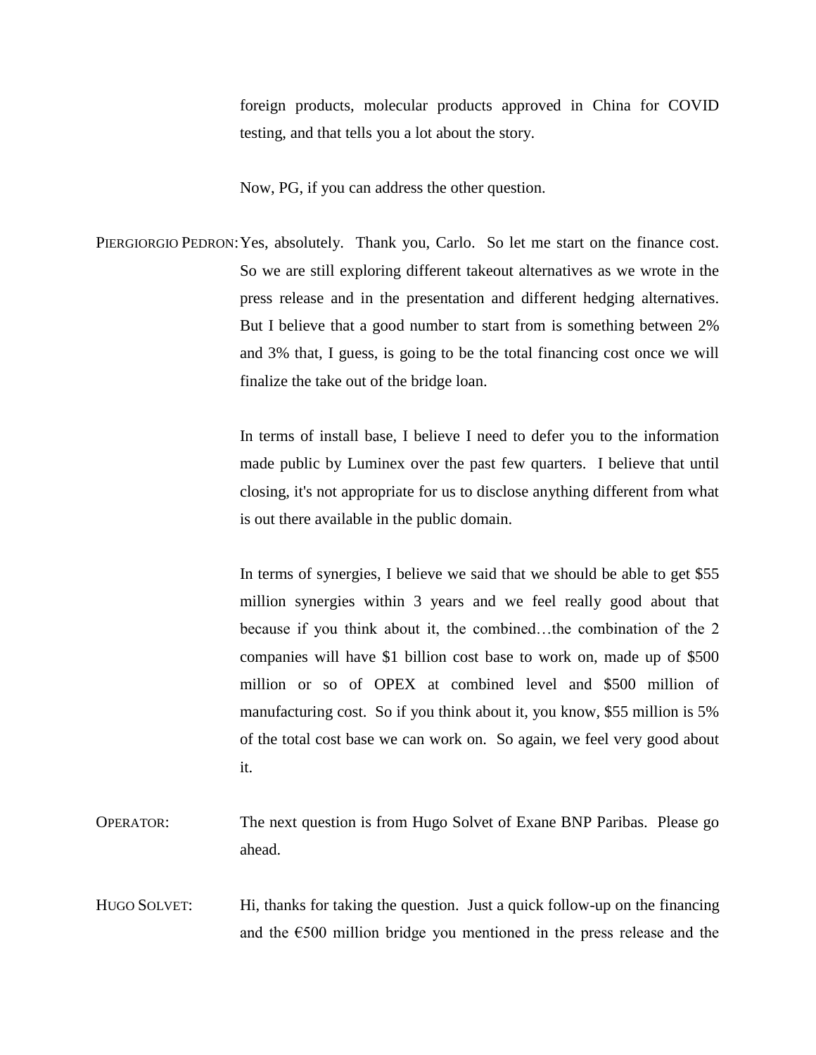foreign products, molecular products approved in China for COVID testing, and that tells you a lot about the story.

Now, PG, if you can address the other question.

PIERGIORGIO PEDRON: Yes, absolutely. Thank you, Carlo. So let me start on the finance cost. So we are still exploring different takeout alternatives as we wrote in the press release and in the presentation and different hedging alternatives. But I believe that a good number to start from is something between 2% and 3% that, I guess, is going to be the total financing cost once we will finalize the take out of the bridge loan.

In terms of install base, I believe I need to defer you to the information made public by Luminex over the past few quarters. I believe that until closing, it's not appropriate for us to disclose anything different from what is out there available in the public domain.

In terms of synergies, I believe we said that we should be able to get $55 million synergies within 3 years and we feel really good about that because if you think about it, the combined…the combination of the 2 companies will have $1 billion cost base to work on, made up of $500 million or so of OPEX at combined level and $500 million of manufacturing cost. So if you think about it, you know, $55 million is 5% of the total cost base we can work on. So again, we feel very good about it.

OPERATOR: The next question is from Hugo Solvet of Exane BNP Paribas. Please go ahead.

HUGO SOLVET: Hi, thanks for taking the question. Just a quick follow-up on the financing and the €500 million bridge you mentioned in the press release and the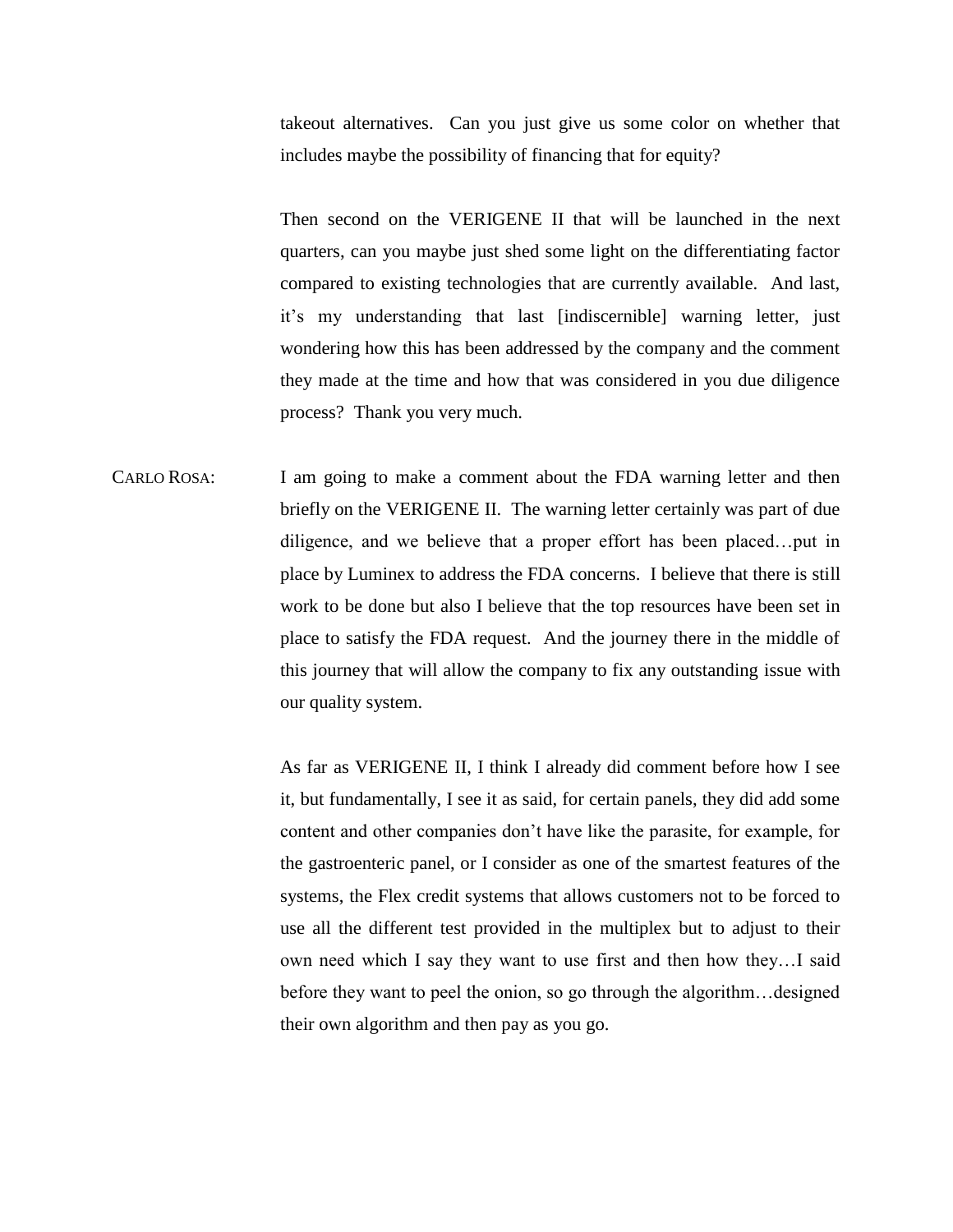takeout alternatives. Can you just give us some color on whether that includes maybe the possibility of financing that for equity?

Then second on the VERIGENE II that will be launched in the next quarters, can you maybe just shed some light on the differentiating factor compared to existing technologies that are currently available. And last, it's my understanding that last [indiscernible] warning letter, just wondering how this has been addressed by the company and the comment they made at the time and how that was considered in you due diligence process? Thank you very much.

CARLO ROSA: I am going to make a comment about the FDA warning letter and then briefly on the VERIGENE II. The warning letter certainly was part of due diligence, and we believe that a proper effort has been placed…put in place by Luminex to address the FDA concerns. I believe that there is still work to be done but also I believe that the top resources have been set in place to satisfy the FDA request. And the journey there in the middle of this journey that will allow the company to fix any outstanding issue with our quality system.

As far as VERIGENE II, I think I already did comment before how I see it, but fundamentally, I see it as said, for certain panels, they did add some content and other companies don't have like the parasite, for example, for the gastroenteric panel, or I consider as one of the smartest features of the systems, the Flex credit systems that allows customers not to be forced to use all the different test provided in the multiplex but to adjust to their own need which I say they want to use first and then how they…I said before they want to peel the onion, so go through the algorithm…designed their own algorithm and then pay as you go.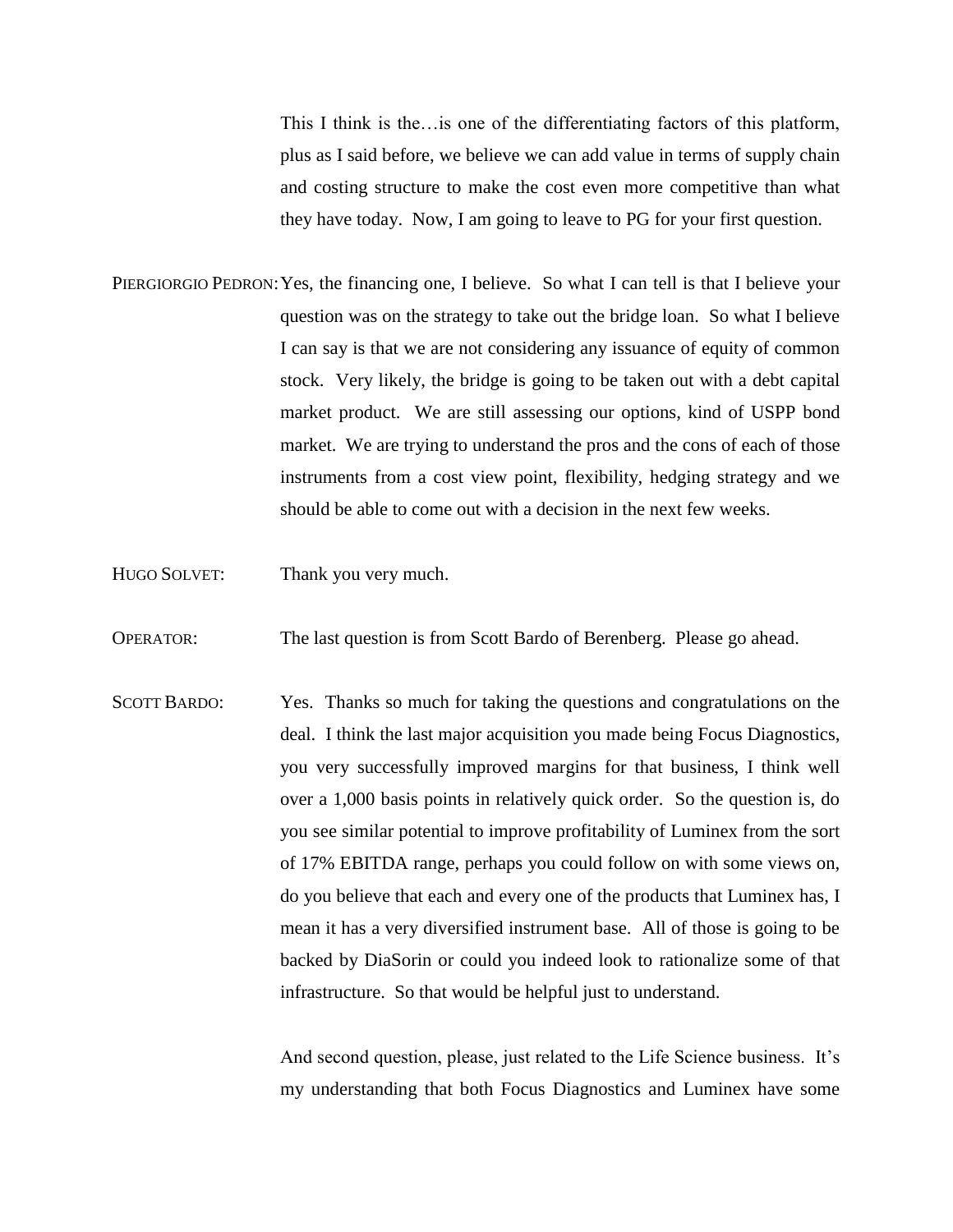This I think is the…is one of the differentiating factors of this platform, plus as I said before, we believe we can add value in terms of supply chain and costing structure to make the cost even more competitive than what they have today. Now, I am going to leave to PG for your first question.

PIERGIORGIO PEDRON: Yes, the financing one, I believe. So what I can tell is that I believe your question was on the strategy to take out the bridge loan. So what I believe I can say is that we are not considering any issuance of equity of common stock. Very likely, the bridge is going to be taken out with a debt capital market product. We are still assessing our options, kind of USPP bond market. We are trying to understand the pros and the cons of each of those instruments from a cost view point, flexibility, hedging strategy and we should be able to come out with a decision in the next few weeks.

HUGO SOLVET: Thank you very much.

OPERATOR: The last question is from Scott Bardo of Berenberg. Please go ahead.

SCOTT BARDO: Yes. Thanks so much for taking the questions and congratulations on the deal. I think the last major acquisition you made being Focus Diagnostics, you very successfully improved margins for that business, I think well over a 1,000 basis points in relatively quick order. So the question is, do you see similar potential to improve profitability of Luminex from the sort of 17% EBITDA range, perhaps you could follow on with some views on, do you believe that each and every one of the products that Luminex has, I mean it has a very diversified instrument base. All of those is going to be backed by DiaSorin or could you indeed look to rationalize some of that infrastructure. So that would be helpful just to understand.

And second question, please, just related to the Life Science business. It's my understanding that both Focus Diagnostics and Luminex have some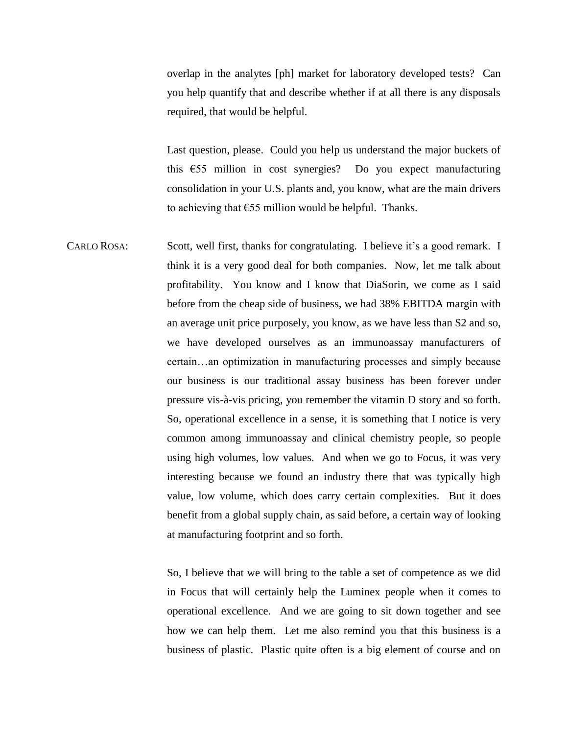overlap in the analytes [ph] market for laboratory developed tests? Can you help quantify that and describe whether if at all there is any disposals required, that would be helpful.

Last question, please. Could you help us understand the major buckets of this €55 million in cost synergies? Do you expect manufacturing consolidation in your U.S. plants and, you know, what are the main drivers to achieving that €55 million would be helpful. Thanks.

CARLO ROSA: Scott, well first, thanks for congratulating. I believe it's a good remark. I think it is a very good deal for both companies. Now, let me talk about profitability. You know and I know that DiaSorin, we come as I said before from the cheap side of business, we had 38% EBITDA margin with an average unit price purposely, you know, as we have less than $2 and so, we have developed ourselves as an immunoassay manufacturers of certain…an optimization in manufacturing processes and simply because our business is our traditional assay business has been forever under pressure vis-à-vis pricing, you remember the vitamin D story and so forth. So, operational excellence in a sense, it is something that I notice is very common among immunoassay and clinical chemistry people, so people using high volumes, low values. And when we go to Focus, it was very interesting because we found an industry there that was typically high value, low volume, which does carry certain complexities. But it does benefit from a global supply chain, as said before, a certain way of looking at manufacturing footprint and so forth.

So, I believe that we will bring to the table a set of competence as we did in Focus that will certainly help the Luminex people when it comes to operational excellence. And we are going to sit down together and see how we can help them. Let me also remind you that this business is a business of plastic. Plastic quite often is a big element of course and on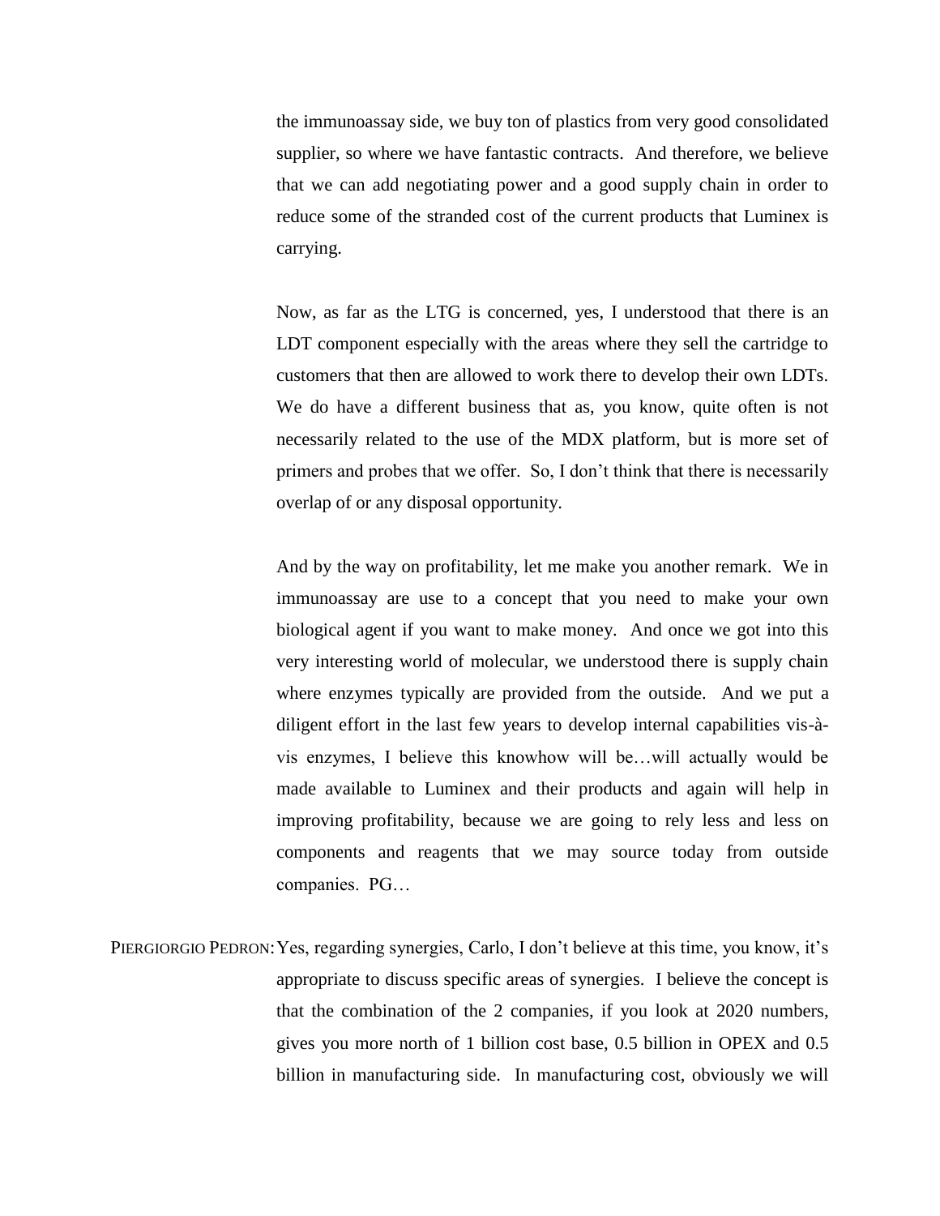the immunoassay side, we buy ton of plastics from very good consolidated supplier, so where we have fantastic contracts. And therefore, we believe that we can add negotiating power and a good supply chain in order to reduce some of the stranded cost of the current products that Luminex is carrying.

Now, as far as the LTG is concerned, yes, I understood that there is an LDT component especially with the areas where they sell the cartridge to customers that then are allowed to work there to develop their own LDTs. We do have a different business that as, you know, quite often is not necessarily related to the use of the MDX platform, but is more set of primers and probes that we offer. So, I don't think that there is necessarily overlap of or any disposal opportunity.

And by the way on profitability, let me make you another remark. We in immunoassay are use to a concept that you need to make your own biological agent if you want to make money. And once we got into this very interesting world of molecular, we understood there is supply chain where enzymes typically are provided from the outside. And we put a diligent effort in the last few years to develop internal capabilities vis-à-vis enzymes, I believe this knowhow will be…will actually would be made available to Luminex and their products and again will help in improving profitability, because we are going to rely less and less on components and reagents that we may source today from outside companies. PG…

PIERGIORGIO PEDRON: Yes, regarding synergies, Carlo, I don't believe at this time, you know, it's appropriate to discuss specific areas of synergies. I believe the concept is that the combination of the 2 companies, if you look at 2020 numbers, gives you more north of 1 billion cost base, 0.5 billion in OPEX and 0.5 billion in manufacturing side. In manufacturing cost, obviously we will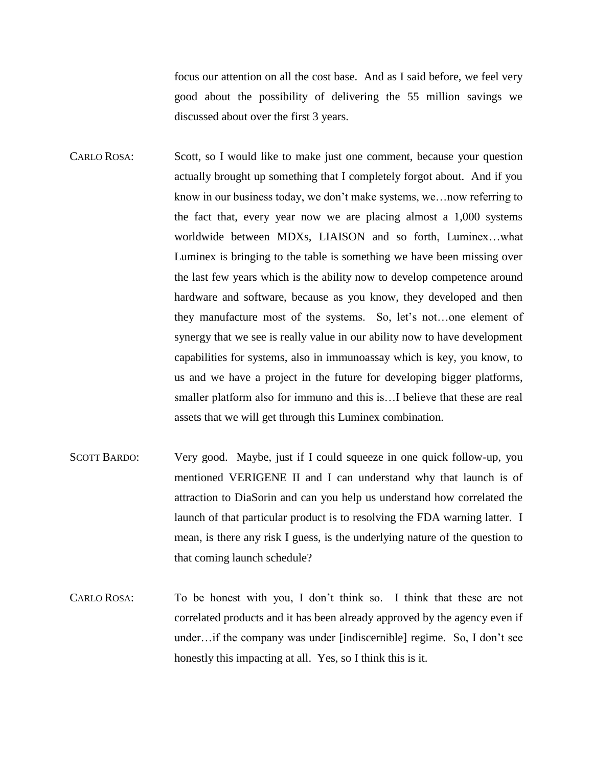focus our attention on all the cost base. And as I said before, we feel very good about the possibility of delivering the 55 million savings we discussed about over the first 3 years.

CARLO ROSA: Scott, so I would like to make just one comment, because your question actually brought up something that I completely forgot about. And if you know in our business today, we don't make systems, we…now referring to the fact that, every year now we are placing almost a 1,000 systems worldwide between MDXs, LIAISON and so forth, Luminex…what Luminex is bringing to the table is something we have been missing over the last few years which is the ability now to develop competence around hardware and software, because as you know, they developed and then they manufacture most of the systems. So, let's not…one element of synergy that we see is really value in our ability now to have development capabilities for systems, also in immunoassay which is key, you know, to us and we have a project in the future for developing bigger platforms, smaller platform also for immuno and this is…I believe that these are real assets that we will get through this Luminex combination.

SCOTT BARDO: Very good. Maybe, just if I could squeeze in one quick follow-up, you mentioned VERIGENE II and I can understand why that launch is of attraction to DiaSorin and can you help us understand how correlated the launch of that particular product is to resolving the FDA warning latter. I mean, is there any risk I guess, is the underlying nature of the question to that coming launch schedule?

CARLO ROSA: To be honest with you, I don't think so. I think that these are not correlated products and it has been already approved by the agency even if under…if the company was under [indiscernible] regime. So, I don't see honestly this impacting at all. Yes, so I think this is it.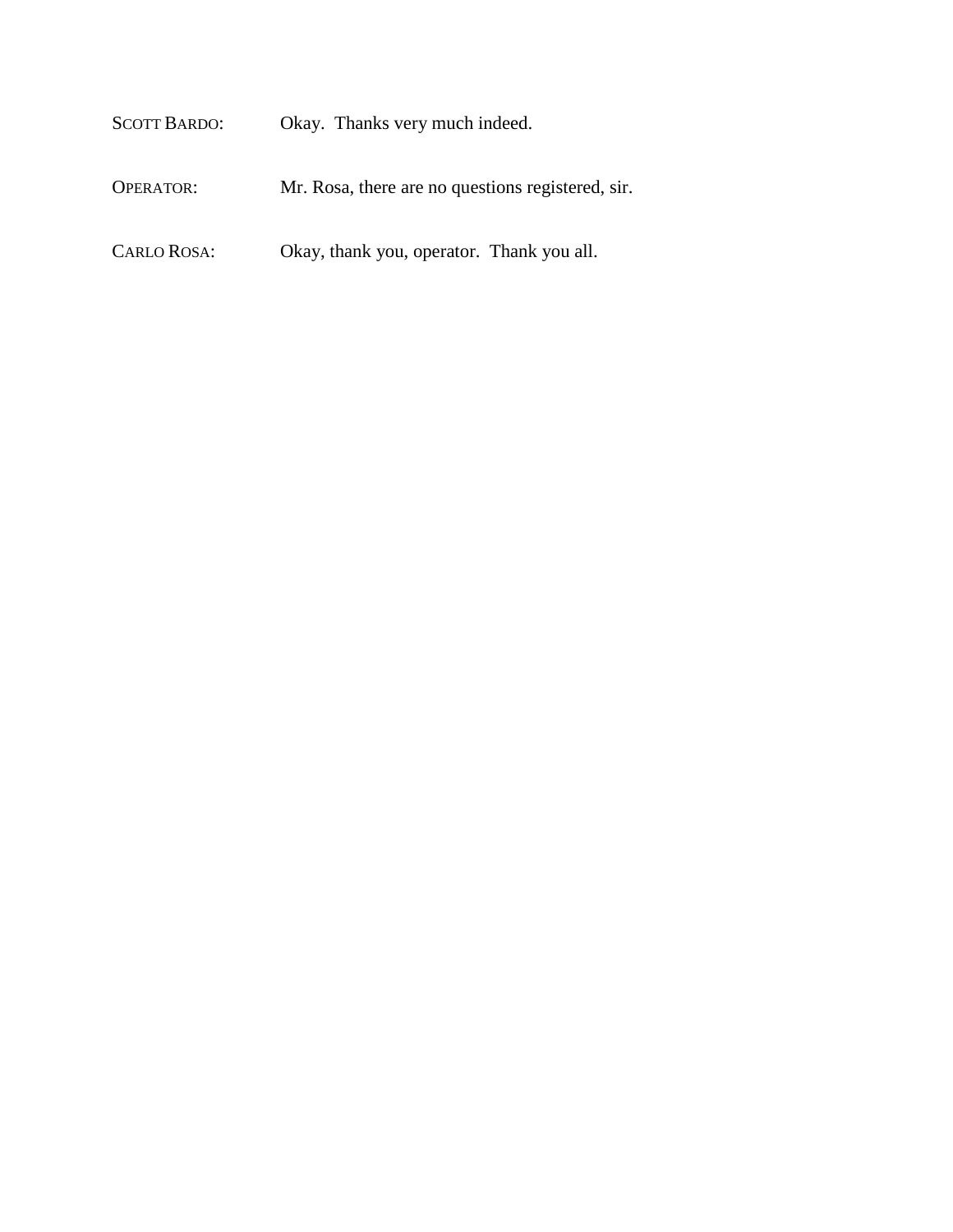SCOTT BARDO: Okay. Thanks very much indeed.

OPERATOR: Mr. Rosa, there are no questions registered, sir.

CARLO ROSA: Okay, thank you, operator. Thank you all.